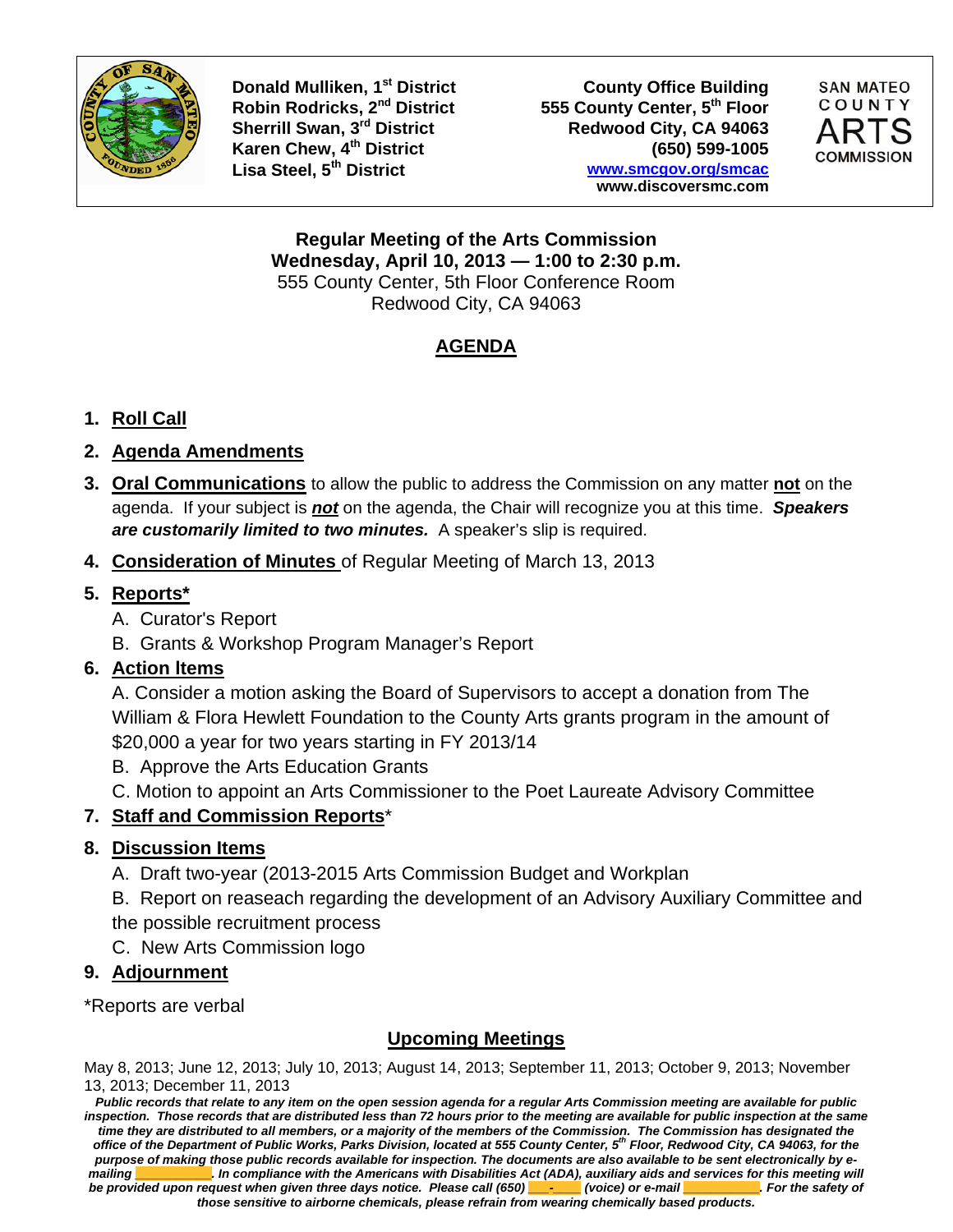**Donald Mulliken, 1st District**
**Robin Rodricks, 2nd District**
**Sherrill Swan, 3rd District**
**Karen Chew, 4th District**
**Lisa Steel, 5th District**

**County Office Building**
**555 County Center, 5th Floor**
**Redwood City, CA 94063**
**(650) 599-1005**
**www.smcgov.org/smcac**
**www.discoversmc.com**

SAN MATEO COUNTY ARTS COMMISSION

**Regular Meeting of the Arts Commission**
**Wednesday, April 10, 2013 — 1:00 to 2:30 p.m.**
555 County Center, 5th Floor Conference Room
Redwood City, CA 94063

## AGENDA

1. **Roll Call**
2. **Agenda Amendments**
3. **Oral Communications** to allow the public to address the Commission on any matter **not** on the agenda. If your subject is ***not*** on the agenda, the Chair will recognize you at this time. ***Speakers are customarily limited to two minutes.*** A speaker's slip is required.
4. **Consideration of Minutes** of Regular Meeting of March 13, 2013
5. **Reports***
   A. Curator's Report
   B. Grants & Workshop Program Manager's Report
6. **Action Items**
   A. Consider a motion asking the Board of Supervisors to accept a donation from The William & Flora Hewlett Foundation to the County Arts grants program in the amount of $20,000 a year for two years starting in FY 2013/14
   B. Approve the Arts Education Grants
   C. Motion to appoint an Arts Commissioner to the Poet Laureate Advisory Committee
7. **Staff and Commission Reports***
8. **Discussion Items**
   A. Draft two-year (2013-2015 Arts Commission Budget and Workplan
   B. Report on reaseach regarding the development of an Advisory Auxiliary Committee and the possible recruitment process
   C. New Arts Commission logo
9. **Adjournment**

*Reports are verbal

## Upcoming Meetings

May 8, 2013; June 12, 2013; July 10, 2013; August 14, 2013; September 11, 2013; October 9, 2013; November 13, 2013; December 11, 2013

***Public records that relate to any item on the open session agenda for a regular Arts Commission meeting are available for public inspection. Those records that are distributed less than 72 hours prior to the meeting are available for public inspection at the same time they are distributed to all members, or a majority of the members of the Commission. The Commission has designated the office of the Department of Public Works, Parks Division, located at 555 County Center, 5th Floor, Redwood City, CA 94063, for the purpose of making those public records available for inspection. The documents are also available to be sent electronically by e-mailing ___________. In compliance with the Americans with Disabilities Act (ADA), auxiliary aids and services for this meeting will be provided upon request when given three days notice. Please call (650) ___-____ (voice) or e-mail ___________. For the safety of those sensitive to airborne chemicals, please refrain from wearing chemically based products.***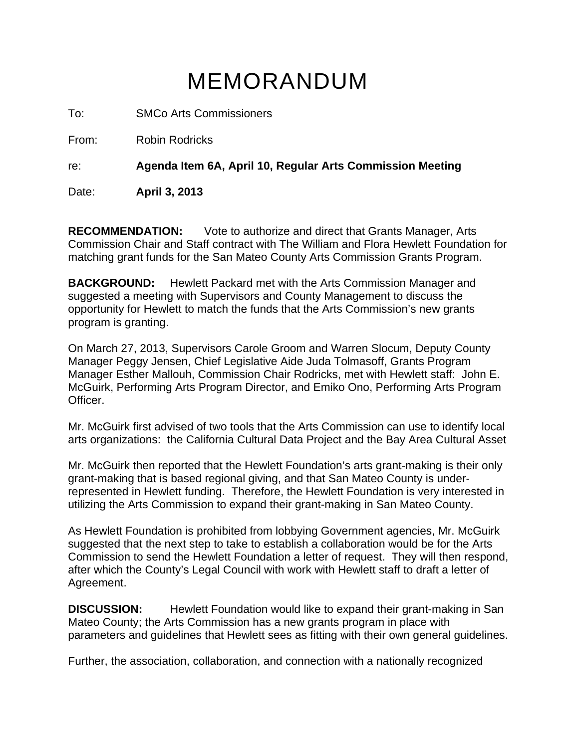# MEMORANDUM

To: SMCo Arts Commissioners

From: Robin Rodricks

re: **Agenda Item 6A, April 10, Regular Arts Commission Meeting**

Date: **April 3, 2013**

**RECOMMENDATION:** Vote to authorize and direct that Grants Manager, Arts Commission Chair and Staff contract with The William and Flora Hewlett Foundation for matching grant funds for the San Mateo County Arts Commission Grants Program.

**BACKGROUND:** Hewlett Packard met with the Arts Commission Manager and suggested a meeting with Supervisors and County Management to discuss the opportunity for Hewlett to match the funds that the Arts Commission's new grants program is granting.

On March 27, 2013, Supervisors Carole Groom and Warren Slocum, Deputy County Manager Peggy Jensen, Chief Legislative Aide Juda Tolmasoff, Grants Program Manager Esther Mallouh, Commission Chair Rodricks, met with Hewlett staff: John E. McGuirk, Performing Arts Program Director, and Emiko Ono, Performing Arts Program Officer.

Mr. McGuirk first advised of two tools that the Arts Commission can use to identify local arts organizations: the California Cultural Data Project and the Bay Area Cultural Asset

Mr. McGuirk then reported that the Hewlett Foundation's arts grant-making is their only grant-making that is based regional giving, and that San Mateo County is under-represented in Hewlett funding. Therefore, the Hewlett Foundation is very interested in utilizing the Arts Commission to expand their grant-making in San Mateo County.

As Hewlett Foundation is prohibited from lobbying Government agencies, Mr. McGuirk suggested that the next step to take to establish a collaboration would be for the Arts Commission to send the Hewlett Foundation a letter of request. They will then respond, after which the County's Legal Council with work with Hewlett staff to draft a letter of Agreement.

**DISCUSSION:** Hewlett Foundation would like to expand their grant-making in San Mateo County; the Arts Commission has a new grants program in place with parameters and guidelines that Hewlett sees as fitting with their own general guidelines.

Further, the association, collaboration, and connection with a nationally recognized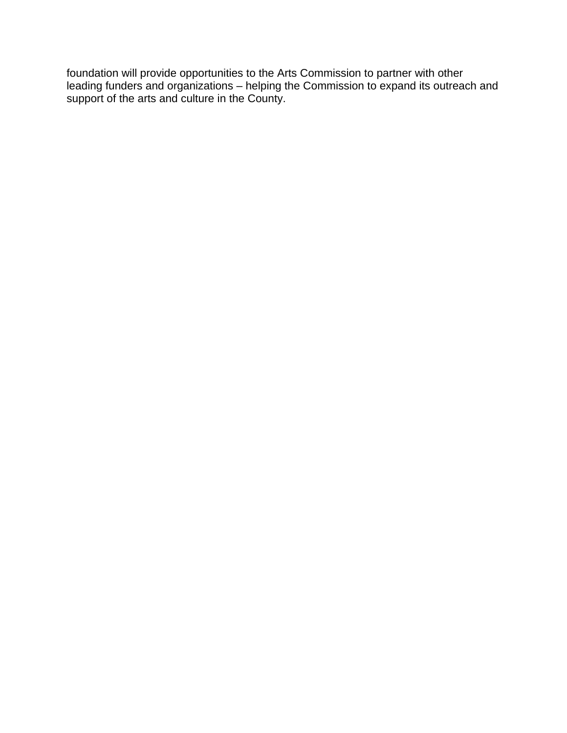foundation will provide opportunities to the Arts Commission to partner with other leading funders and organizations – helping the Commission to expand its outreach and support of the arts and culture in the County.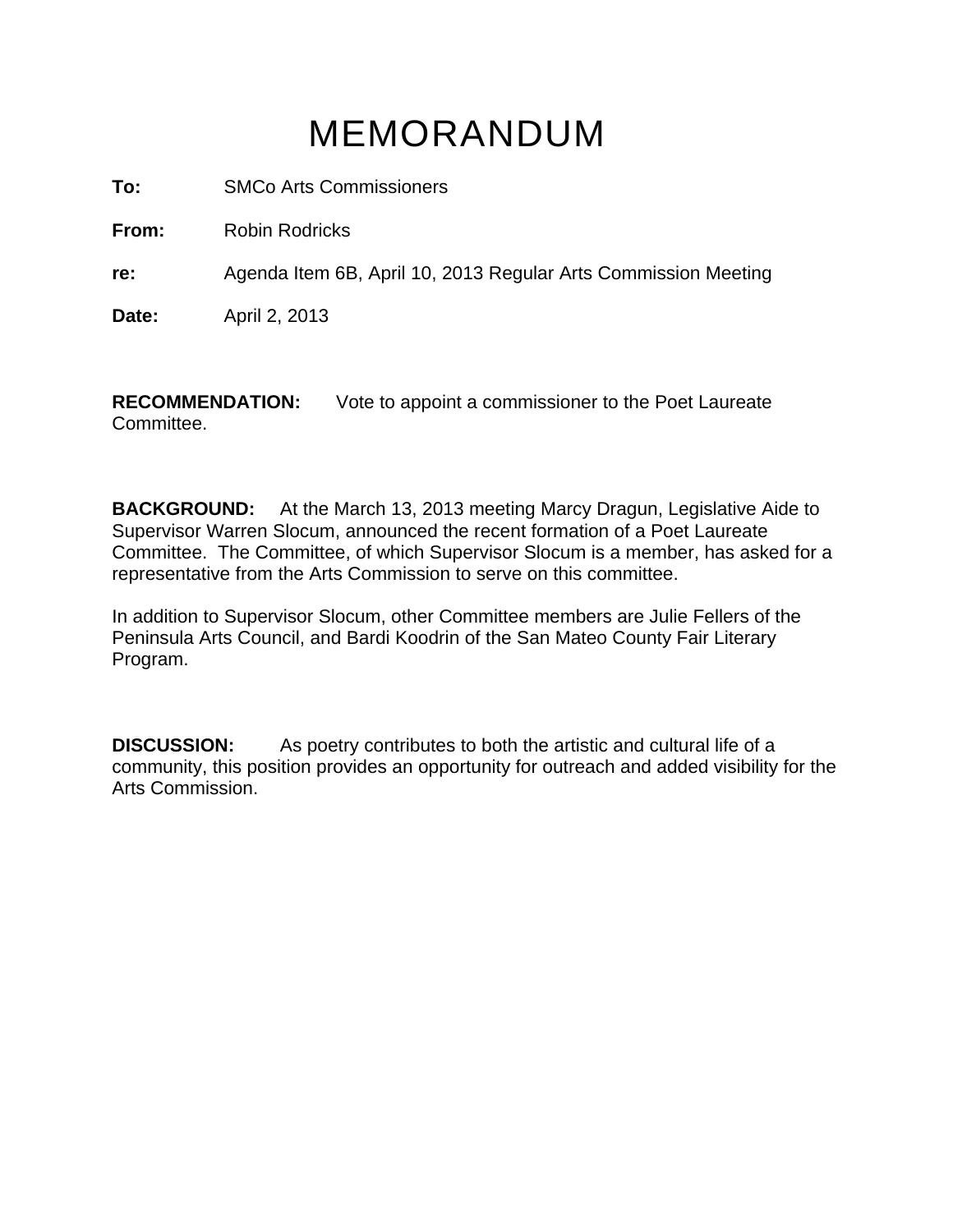# MEMORANDUM

**To:** SMCo Arts Commissioners

**From:** Robin Rodricks

**re:** Agenda Item 6B, April 10, 2013 Regular Arts Commission Meeting

**Date:** April 2, 2013

**RECOMMENDATION:** Vote to appoint a commissioner to the Poet Laureate Committee.

**BACKGROUND:** At the March 13, 2013 meeting Marcy Dragun, Legislative Aide to Supervisor Warren Slocum, announced the recent formation of a Poet Laureate Committee. The Committee, of which Supervisor Slocum is a member, has asked for a representative from the Arts Commission to serve on this committee.

In addition to Supervisor Slocum, other Committee members are Julie Fellers of the Peninsula Arts Council, and Bardi Koodrin of the San Mateo County Fair Literary Program.

**DISCUSSION:** As poetry contributes to both the artistic and cultural life of a community, this position provides an opportunity for outreach and added visibility for the Arts Commission.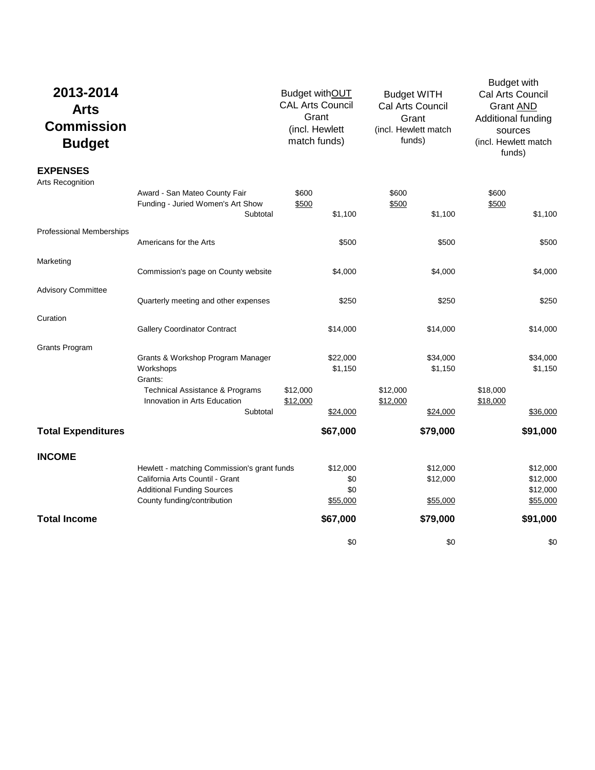| 2013-2014 Arts Commission Budget | | Budget withOUT CAL Arts Council Grant (incl. Hewlett match funds) | | Budget WITH Cal Arts Council Grant (incl. Hewlett match funds) | | Budget with Cal Arts Council Grant AND Additional funding sources (incl. Hewlett match funds) | |
|---|---|---|---|---|---|---|---|
| **EXPENSES** | | | | | | | |
| Arts Recognition | | | | | | | |
| | Award - San Mateo County Fair | $600 | | $600 | | $600 | |
| | Funding - Juried Women's Art Show | $500 | | $500 | | $500 | |
| | Subtotal | | $1,100 | | $1,100 | | $1,100 |
| Professional Memberships | | | | | | | |
| | Americans for the Arts | | $500 | | $500 | | $500 |
| Marketing | | | | | | | |
| | Commission's page on County website | | $4,000 | | $4,000 | | $4,000 |
| Advisory Committee | | | | | | | |
| | Quarterly meeting and other expenses | | $250 | | $250 | | $250 |
| Curation | | | | | | | |
| | Gallery Coordinator Contract | | $14,000 | | $14,000 | | $14,000 |
| Grants Program | | | | | | | |
| | Grants & Workshop Program Manager | | $22,000 | | $34,000 | | $34,000 |
| | Workshops | | $1,150 | | $1,150 | | $1,150 |
| | Grants: | | | | | | |
| | Technical Assistance & Programs | $12,000 | | $12,000 | | $18,000 | |
| | Innovation in Arts Education | $12,000 | | $12,000 | | $18,000 | |
| | Subtotal | | $24,000 | | $24,000 | | $36,000 |
| **Total Expenditures** | | | **$67,000** | | **$79,000** | | **$91,000** |
| **INCOME** | | | | | | | |
| | Hewlett - matching Commission's grant funds | | $12,000 | | $12,000 | | $12,000 |
| | California Arts Countil - Grant | | $0 | | $12,000 | | $12,000 |
| | Additional Funding Sources | | $0 | | | | $12,000 |
| | County funding/contribution | | $55,000 | | $55,000 | | $55,000 |
| **Total Income** | | | **$67,000** | | **$79,000** | | **$91,000** |
| | | | $0 | | $0 | | $0 |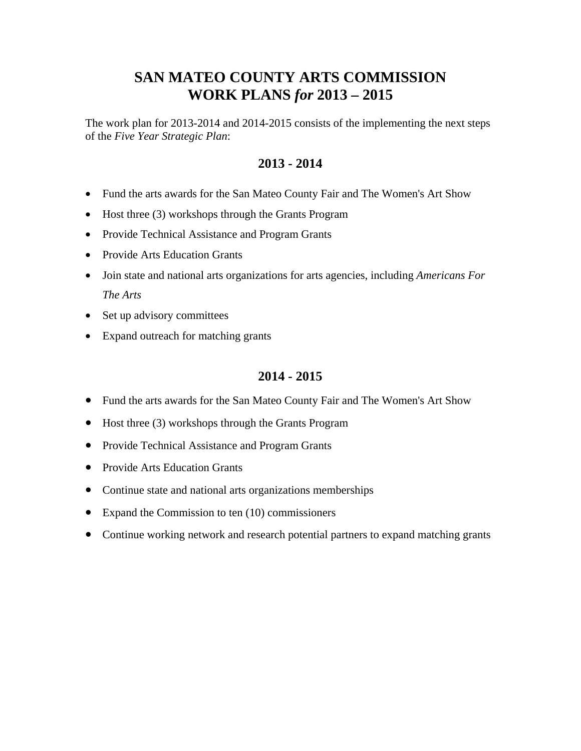# SAN MATEO COUNTY ARTS COMMISSION
# WORK PLANS *for* 2013 – 2015

The work plan for 2013-2014 and 2014-2015 consists of the implementing the next steps of the *Five Year Strategic Plan*:

## 2013 - 2014

- Fund the arts awards for the San Mateo County Fair and The Women's Art Show
- Host three (3) workshops through the Grants Program
- Provide Technical Assistance and Program Grants
- Provide Arts Education Grants
- Join state and national arts organizations for arts agencies, including *Americans For The Arts*
- Set up advisory committees
- Expand outreach for matching grants

## 2014 - 2015

- Fund the arts awards for the San Mateo County Fair and The Women's Art Show
- Host three (3) workshops through the Grants Program
- Provide Technical Assistance and Program Grants
- Provide Arts Education Grants
- Continue state and national arts organizations memberships
- Expand the Commission to ten (10) commissioners
- Continue working network and research potential partners to expand matching grants